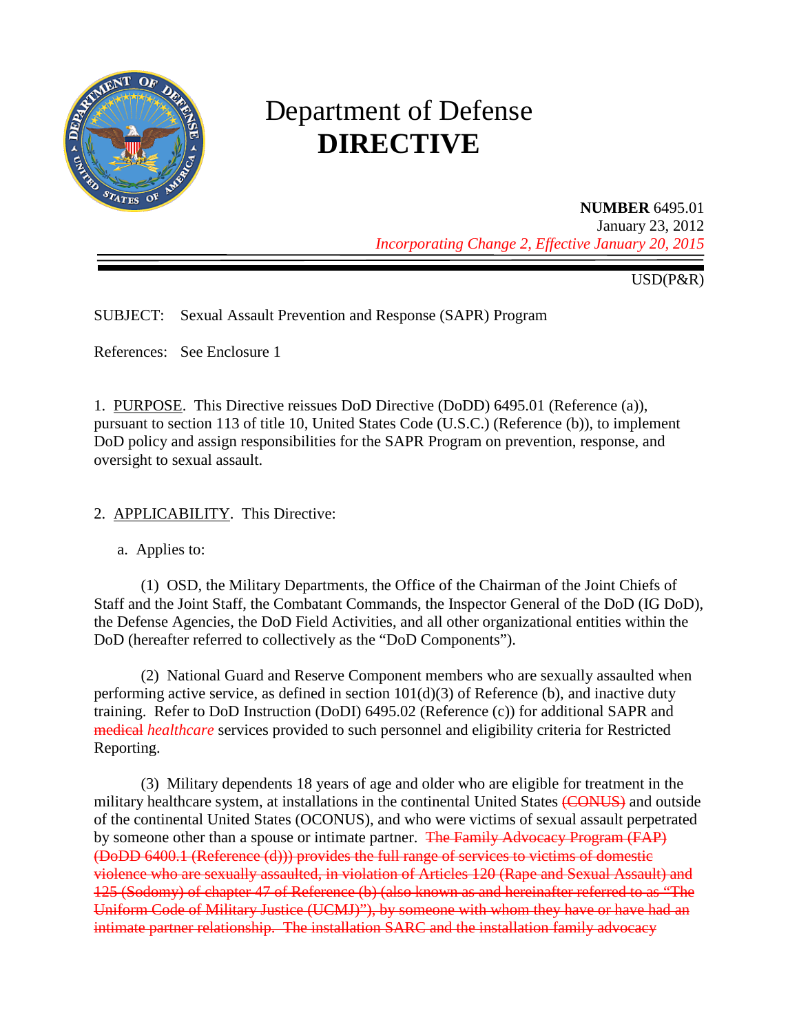# Department of Defense

# DIRECTIVE

**NUMBER** 6495.01
January 23, 2012
*Incorporating Change 2, Effective January 20, 2015*

USD(P&R)

SUBJECT: Sexual Assault Prevention and Response (SAPR) Program

References: See Enclosure 1

1. PURPOSE. This Directive reissues DoD Directive (DoDD) 6495.01 (Reference (a)), pursuant to section 113 of title 10, United States Code (U.S.C.) (Reference (b)), to implement DoD policy and assign responsibilities for the SAPR Program on prevention, response, and oversight to sexual assault.

2. APPLICABILITY. This Directive:

a. Applies to:

(1) OSD, the Military Departments, the Office of the Chairman of the Joint Chiefs of Staff and the Joint Staff, the Combatant Commands, the Inspector General of the DoD (IG DoD), the Defense Agencies, the DoD Field Activities, and all other organizational entities within the DoD (hereafter referred to collectively as the "DoD Components").

(2) National Guard and Reserve Component members who are sexually assaulted when performing active service, as defined in section 101(d)(3) of Reference (b), and inactive duty training. Refer to DoD Instruction (DoDI) 6495.02 (Reference (c)) for additional SAPR and ~~medical~~ *healthcare* services provided to such personnel and eligibility criteria for Restricted Reporting.

(3) Military dependents 18 years of age and older who are eligible for treatment in the military healthcare system, at installations in the continental United States ~~(CONUS)~~ and outside of the continental United States (OCONUS), and who were victims of sexual assault perpetrated by someone other than a spouse or intimate partner. ~~The Family Advocacy Program (FAP) (DoDD 6400.1 (Reference (d))) provides the full range of services to victims of domestic violence who are sexually assaulted, in violation of Articles 120 (Rape and Sexual Assault) and 125 (Sodomy) of chapter 47 of Reference (b) (also known as and hereinafter referred to as "The Uniform Code of Military Justice (UCMJ)"), by someone with whom they have or have had an intimate partner relationship. The installation SARC and the installation family advocacy~~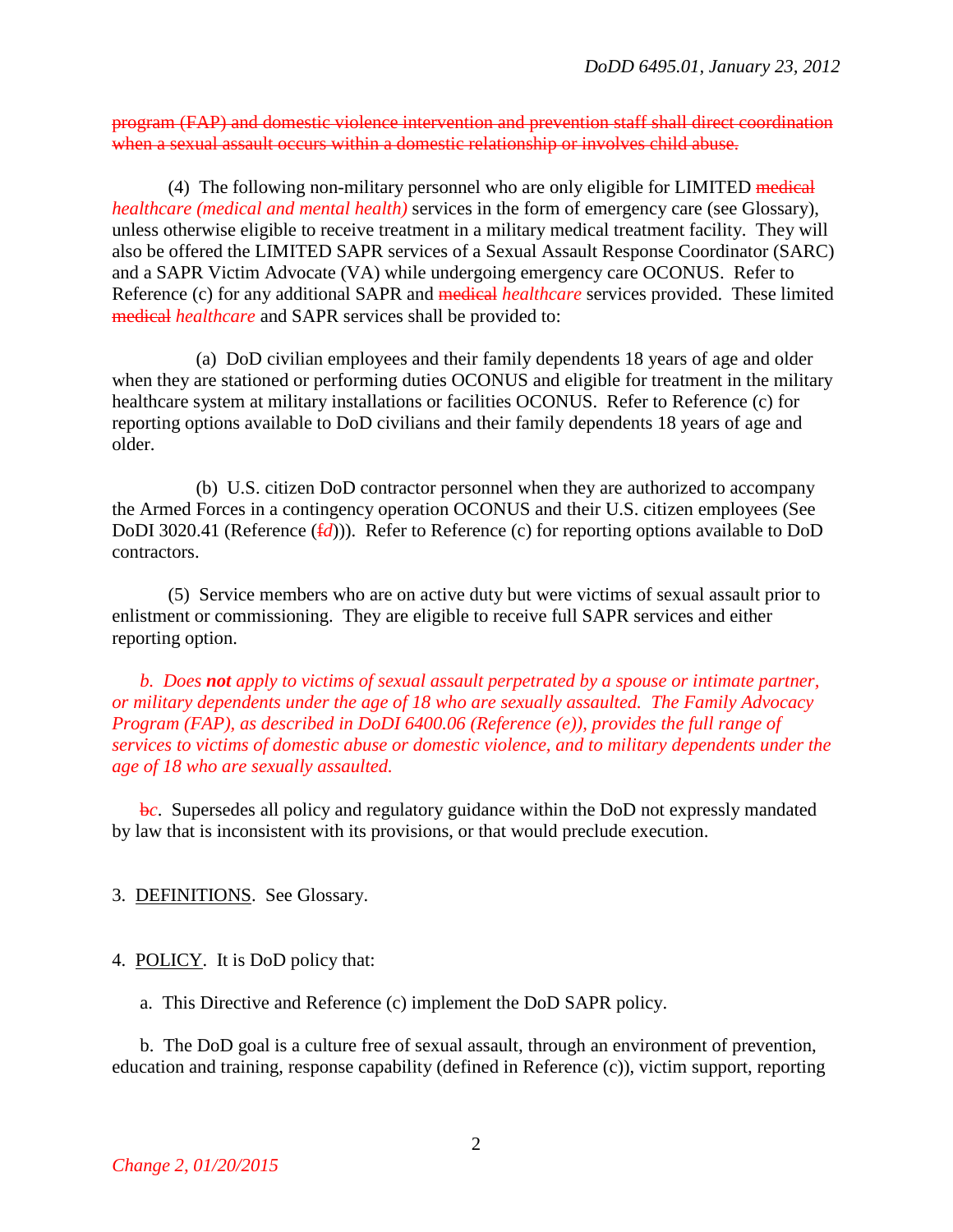~~program (FAP) and domestic violence intervention and prevention staff shall direct coordination when a sexual assault occurs within a domestic relationship or involves child abuse.~~

(4) The following non-military personnel who are only eligible for LIMITED ~~medical~~ *healthcare (medical and mental health)* services in the form of emergency care (see Glossary), unless otherwise eligible to receive treatment in a military medical treatment facility. They will also be offered the LIMITED SAPR services of a Sexual Assault Response Coordinator (SARC) and a SAPR Victim Advocate (VA) while undergoing emergency care OCONUS. Refer to Reference (c) for any additional SAPR and ~~medical~~ *healthcare* services provided. These limited ~~medical~~ *healthcare* and SAPR services shall be provided to:

(a) DoD civilian employees and their family dependents 18 years of age and older when they are stationed or performing duties OCONUS and eligible for treatment in the military healthcare system at military installations or facilities OCONUS. Refer to Reference (c) for reporting options available to DoD civilians and their family dependents 18 years of age and older.

(b) U.S. citizen DoD contractor personnel when they are authorized to accompany the Armed Forces in a contingency operation OCONUS and their U.S. citizen employees (See DoDI 3020.41 (Reference (~~f~~*d*))). Refer to Reference (c) for reporting options available to DoD contractors.

(5) Service members who are on active duty but were victims of sexual assault prior to enlistment or commissioning. They are eligible to receive full SAPR services and either reporting option.

*b. Does **not** apply to victims of sexual assault perpetrated by a spouse or intimate partner, or military dependents under the age of 18 who are sexually assaulted. The Family Advocacy Program (FAP), as described in DoDI 6400.06 (Reference (e)), provides the full range of services to victims of domestic abuse or domestic violence, and to military dependents under the age of 18 who are sexually assaulted.*

~~b~~*c*. Supersedes all policy and regulatory guidance within the DoD not expressly mandated by law that is inconsistent with its provisions, or that would preclude execution.

3. <u>DEFINITIONS</u>. See Glossary.

4. <u>POLICY</u>. It is DoD policy that:

a. This Directive and Reference (c) implement the DoD SAPR policy.

b. The DoD goal is a culture free of sexual assault, through an environment of prevention, education and training, response capability (defined in Reference (c)), victim support, reporting

*Change 2, 01/20/2015*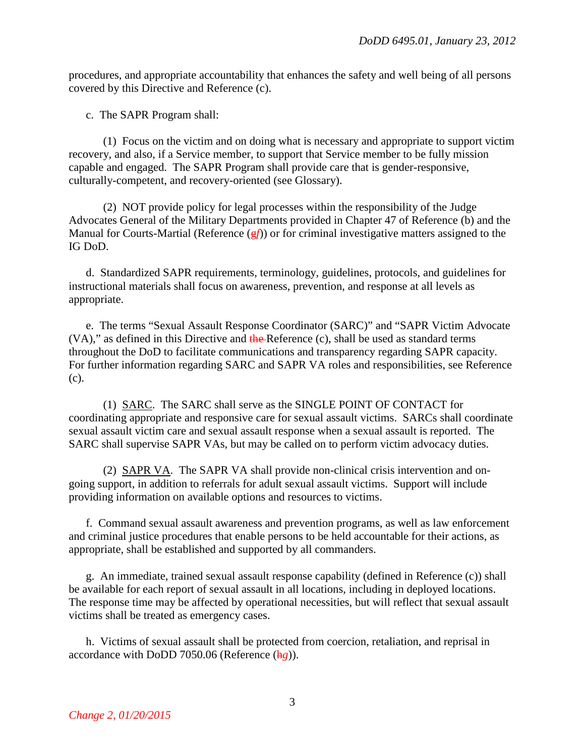procedures, and appropriate accountability that enhances the safety and well being of all persons covered by this Directive and Reference (c).

c. The SAPR Program shall:

(1) Focus on the victim and on doing what is necessary and appropriate to support victim recovery, and also, if a Service member, to support that Service member to be fully mission capable and engaged. The SAPR Program shall provide care that is gender-responsive, culturally-competent, and recovery-oriented (see Glossary).

(2) NOT provide policy for legal processes within the responsibility of the Judge Advocates General of the Military Departments provided in Chapter 47 of Reference (b) and the Manual for Courts-Martial (Reference (~~g~~*f*)) or for criminal investigative matters assigned to the IG DoD.

d. Standardized SAPR requirements, terminology, guidelines, protocols, and guidelines for instructional materials shall focus on awareness, prevention, and response at all levels as appropriate.

e. The terms "Sexual Assault Response Coordinator (SARC)" and "SAPR Victim Advocate (VA)," as defined in this Directive and ~~the~~ Reference (c), shall be used as standard terms throughout the DoD to facilitate communications and transparency regarding SAPR capacity. For further information regarding SARC and SAPR VA roles and responsibilities, see Reference (c).

(1) <u>SARC</u>. The SARC shall serve as the SINGLE POINT OF CONTACT for coordinating appropriate and responsive care for sexual assault victims. SARCs shall coordinate sexual assault victim care and sexual assault response when a sexual assault is reported. The SARC shall supervise SAPR VAs, but may be called on to perform victim advocacy duties.

(2) <u>SAPR VA</u>. The SAPR VA shall provide non-clinical crisis intervention and on-going support, in addition to referrals for adult sexual assault victims. Support will include providing information on available options and resources to victims.

f. Command sexual assault awareness and prevention programs, as well as law enforcement and criminal justice procedures that enable persons to be held accountable for their actions, as appropriate, shall be established and supported by all commanders.

g. An immediate, trained sexual assault response capability (defined in Reference (c)) shall be available for each report of sexual assault in all locations, including in deployed locations. The response time may be affected by operational necessities, but will reflect that sexual assault victims shall be treated as emergency cases.

h. Victims of sexual assault shall be protected from coercion, retaliation, and reprisal in accordance with DoDD 7050.06 (Reference (~~h~~*g*)).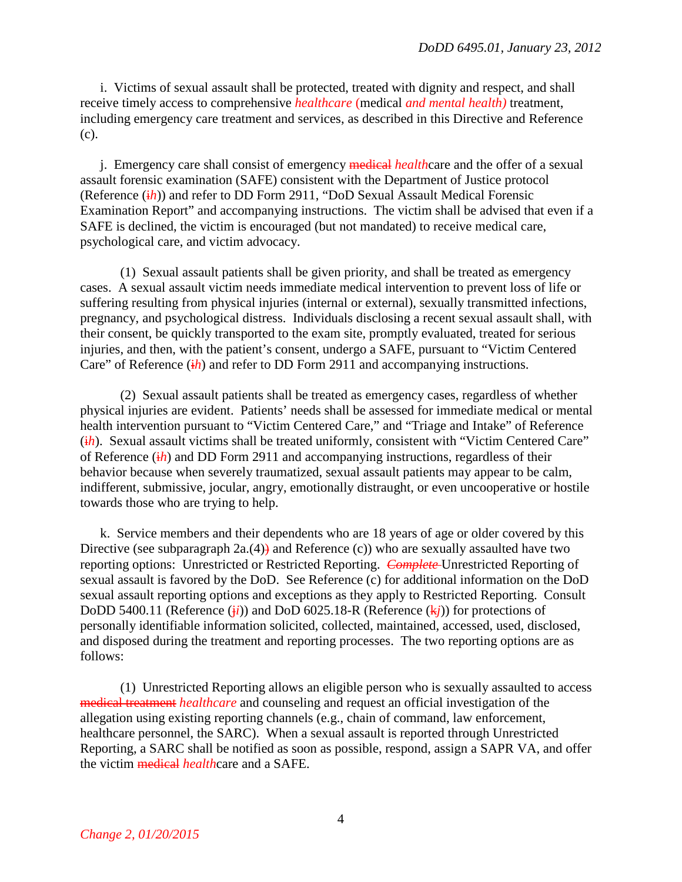i. Victims of sexual assault shall be protected, treated with dignity and respect, and shall receive timely access to comprehensive *healthcare* (medical *and mental health)* treatment, including emergency care treatment and services, as described in this Directive and Reference (c).

j. Emergency care shall consist of emergency ~~medical~~ *health*care and the offer of a sexual assault forensic examination (SAFE) consistent with the Department of Justice protocol (Reference (~~i~~*h*)) and refer to DD Form 2911, "DoD Sexual Assault Medical Forensic Examination Report" and accompanying instructions. The victim shall be advised that even if a SAFE is declined, the victim is encouraged (but not mandated) to receive medical care, psychological care, and victim advocacy.

(1) Sexual assault patients shall be given priority, and shall be treated as emergency cases. A sexual assault victim needs immediate medical intervention to prevent loss of life or suffering resulting from physical injuries (internal or external), sexually transmitted infections, pregnancy, and psychological distress. Individuals disclosing a recent sexual assault shall, with their consent, be quickly transported to the exam site, promptly evaluated, treated for serious injuries, and then, with the patient's consent, undergo a SAFE, pursuant to "Victim Centered Care" of Reference (~~i~~*h*) and refer to DD Form 2911 and accompanying instructions.

(2) Sexual assault patients shall be treated as emergency cases, regardless of whether physical injuries are evident. Patients' needs shall be assessed for immediate medical or mental health intervention pursuant to "Victim Centered Care," and "Triage and Intake" of Reference (~~i~~*h*). Sexual assault victims shall be treated uniformly, consistent with "Victim Centered Care" of Reference (~~i~~*h*) and DD Form 2911 and accompanying instructions, regardless of their behavior because when severely traumatized, sexual assault patients may appear to be calm, indifferent, submissive, jocular, angry, emotionally distraught, or even uncooperative or hostile towards those who are trying to help.

k. Service members and their dependents who are 18 years of age or older covered by this Directive (see subparagraph 2a.(4)~~)~~ and Reference (c)) who are sexually assaulted have two reporting options: Unrestricted or Restricted Reporting. ~~*Complete*~~ Unrestricted Reporting of sexual assault is favored by the DoD. See Reference (c) for additional information on the DoD sexual assault reporting options and exceptions as they apply to Restricted Reporting. Consult DoDD 5400.11 (Reference (~~j~~*i*)) and DoD 6025.18-R (Reference (~~k~~*j*)) for protections of personally identifiable information solicited, collected, maintained, accessed, used, disclosed, and disposed during the treatment and reporting processes. The two reporting options are as follows:

(1) Unrestricted Reporting allows an eligible person who is sexually assaulted to access ~~medical treatment~~ *healthcare* and counseling and request an official investigation of the allegation using existing reporting channels (e.g., chain of command, law enforcement, healthcare personnel, the SARC). When a sexual assault is reported through Unrestricted Reporting, a SARC shall be notified as soon as possible, respond, assign a SAPR VA, and offer the victim ~~medical~~ *health*care and a SAFE.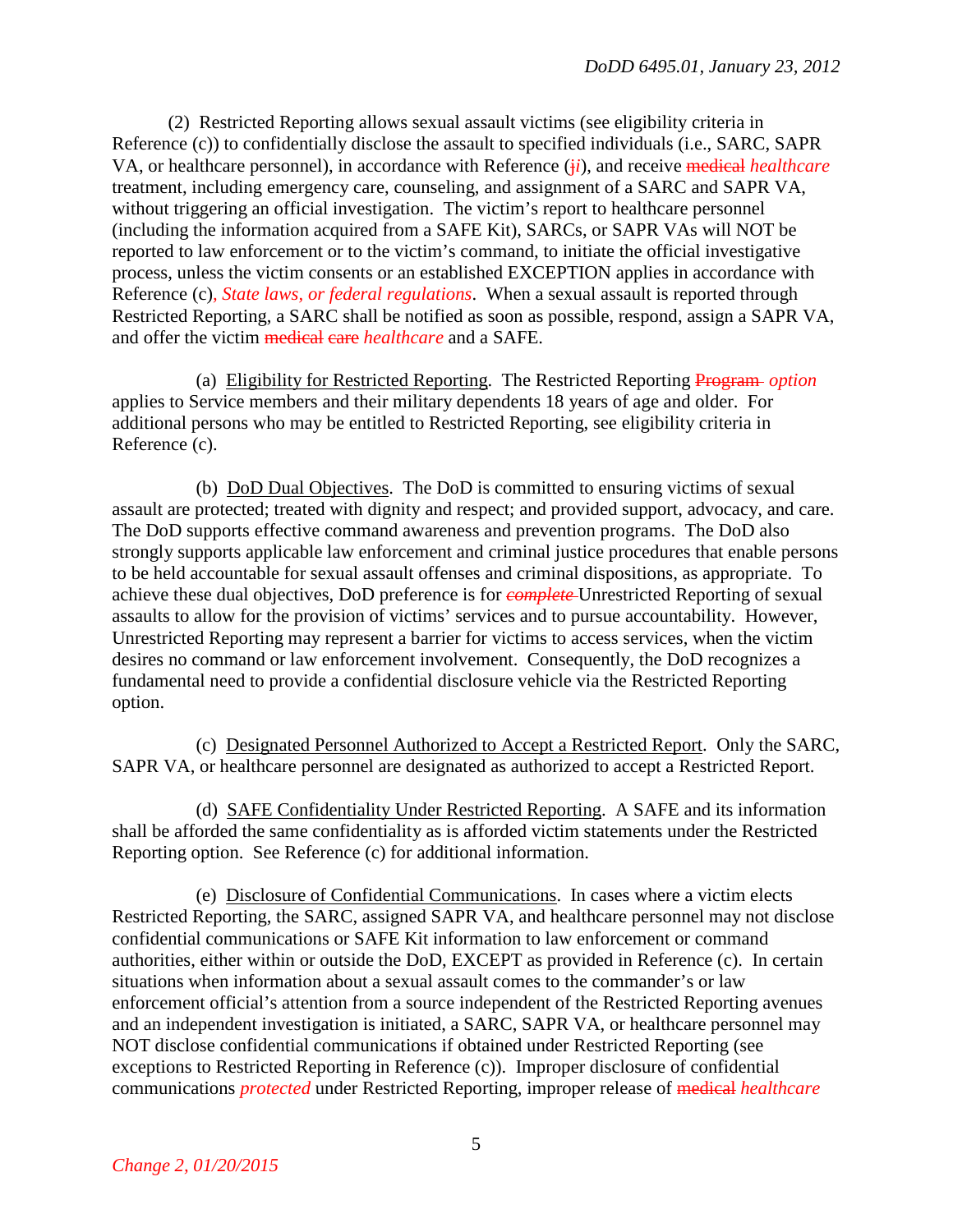(2) Restricted Reporting allows sexual assault victims (see eligibility criteria in Reference (c)) to confidentially disclose the assault to specified individuals (i.e., SARC, SAPR VA, or healthcare personnel), in accordance with Reference (~~j~~*i*), and receive ~~medical~~ *healthcare* treatment, including emergency care, counseling, and assignment of a SARC and SAPR VA, without triggering an official investigation. The victim's report to healthcare personnel (including the information acquired from a SAFE Kit), SARCs, or SAPR VAs will NOT be reported to law enforcement or to the victim's command, to initiate the official investigative process, unless the victim consents or an established EXCEPTION applies in accordance with Reference (c)*, State laws, or federal regulations*. When a sexual assault is reported through Restricted Reporting, a SARC shall be notified as soon as possible, respond, assign a SAPR VA, and offer the victim ~~medical care~~ *healthcare* and a SAFE.

(a) Eligibility for Restricted Reporting. The Restricted Reporting ~~Program~~ *option* applies to Service members and their military dependents 18 years of age and older. For additional persons who may be entitled to Restricted Reporting, see eligibility criteria in Reference (c).

(b) DoD Dual Objectives. The DoD is committed to ensuring victims of sexual assault are protected; treated with dignity and respect; and provided support, advocacy, and care. The DoD supports effective command awareness and prevention programs. The DoD also strongly supports applicable law enforcement and criminal justice procedures that enable persons to be held accountable for sexual assault offenses and criminal dispositions, as appropriate. To achieve these dual objectives, DoD preference is for ~~*complete*~~ Unrestricted Reporting of sexual assaults to allow for the provision of victims' services and to pursue accountability. However, Unrestricted Reporting may represent a barrier for victims to access services, when the victim desires no command or law enforcement involvement. Consequently, the DoD recognizes a fundamental need to provide a confidential disclosure vehicle via the Restricted Reporting option.

(c) Designated Personnel Authorized to Accept a Restricted Report. Only the SARC, SAPR VA, or healthcare personnel are designated as authorized to accept a Restricted Report.

(d) SAFE Confidentiality Under Restricted Reporting. A SAFE and its information shall be afforded the same confidentiality as is afforded victim statements under the Restricted Reporting option. See Reference (c) for additional information.

(e) Disclosure of Confidential Communications. In cases where a victim elects Restricted Reporting, the SARC, assigned SAPR VA, and healthcare personnel may not disclose confidential communications or SAFE Kit information to law enforcement or command authorities, either within or outside the DoD, EXCEPT as provided in Reference (c). In certain situations when information about a sexual assault comes to the commander's or law enforcement official's attention from a source independent of the Restricted Reporting avenues and an independent investigation is initiated, a SARC, SAPR VA, or healthcare personnel may NOT disclose confidential communications if obtained under Restricted Reporting (see exceptions to Restricted Reporting in Reference (c)). Improper disclosure of confidential communications *protected* under Restricted Reporting, improper release of ~~medical~~ *healthcare*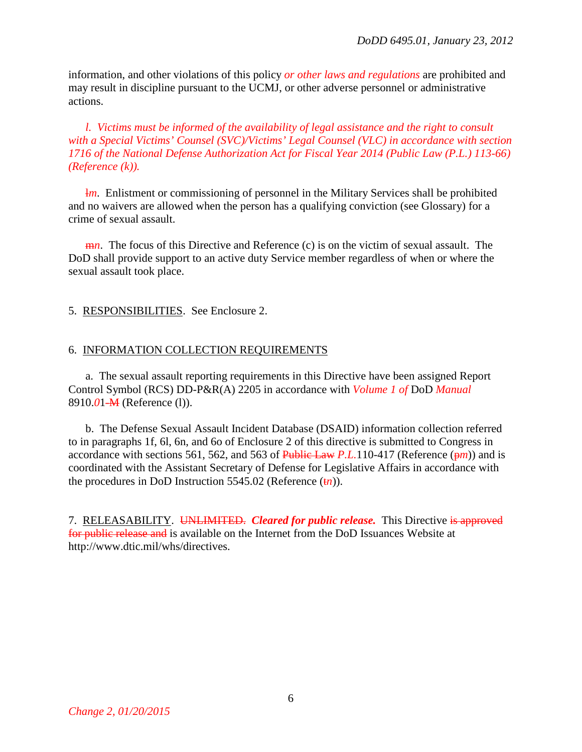information, and other violations of this policy *or other laws and regulations* are prohibited and may result in discipline pursuant to the UCMJ, or other adverse personnel or administrative actions.

*l. Victims must be informed of the availability of legal assistance and the right to consult with a Special Victims' Counsel (SVC)/Victims' Legal Counsel (VLC) in accordance with section 1716 of the National Defense Authorization Act for Fiscal Year 2014 (Public Law (P.L.) 113-66) (Reference (k)).*

~~l~~*m*. Enlistment or commissioning of personnel in the Military Services shall be prohibited and no waivers are allowed when the person has a qualifying conviction (see Glossary) for a crime of sexual assault.

~~m~~*n*. The focus of this Directive and Reference (c) is on the victim of sexual assault. The DoD shall provide support to an active duty Service member regardless of when or where the sexual assault took place.

5. RESPONSIBILITIES. See Enclosure 2.

6. INFORMATION COLLECTION REQUIREMENTS

a. The sexual assault reporting requirements in this Directive have been assigned Report Control Symbol (RCS) DD-P&R(A) 2205 in accordance with *Volume 1 of* DoD *Manual* 8910.*0*1~~-M~~ (Reference (l)).

b. The Defense Sexual Assault Incident Database (DSAID) information collection referred to in paragraphs 1f, 6l, 6n, and 6o of Enclosure 2 of this directive is submitted to Congress in accordance with sections 561, 562, and 563 of ~~Public Law~~ *P.L.*110-417 (Reference (~~p~~*m*)) and is coordinated with the Assistant Secretary of Defense for Legislative Affairs in accordance with the procedures in DoD Instruction 5545.02 (Reference (~~t~~*n*)).

7. RELEASABILITY. ~~UNLIMITED.~~ ***Cleared for public release.*** This Directive ~~is approved for public release and~~ is available on the Internet from the DoD Issuances Website at http://www.dtic.mil/whs/directives.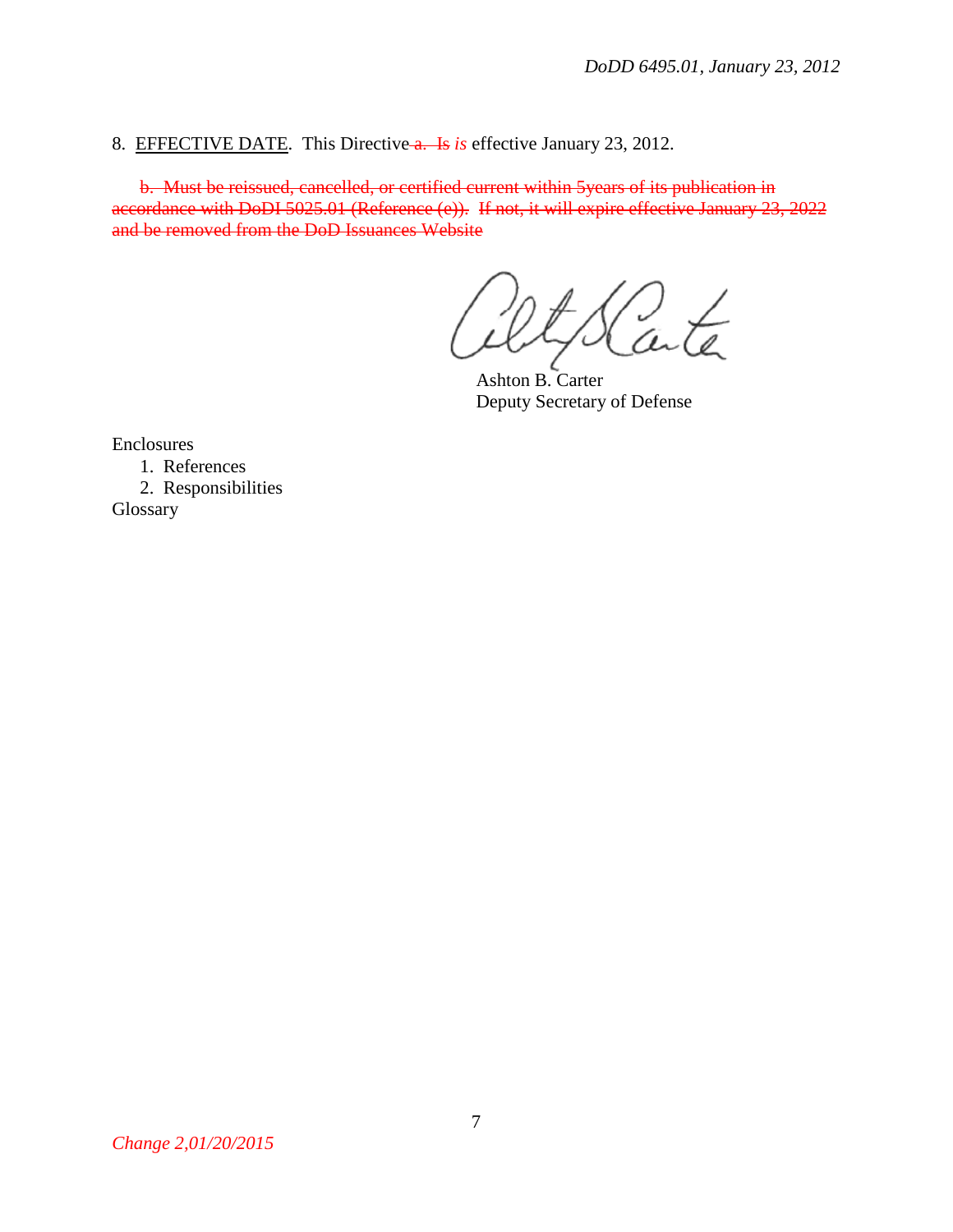8. EFFECTIVE DATE. This Directive ~~a. Is~~ *is* effective January 23, 2012.

~~b. Must be reissued, cancelled, or certified current within 5years of its publication in accordance with DoDI 5025.01 (Reference (e)). If not, it will expire effective January 23, 2022 and be removed from the DoD Issuances Website~~

Ashton B. Carter
Deputy Secretary of Defense

Enclosures
1. References
2. Responsibilities

Glossary

*Change 2,01/20/2015*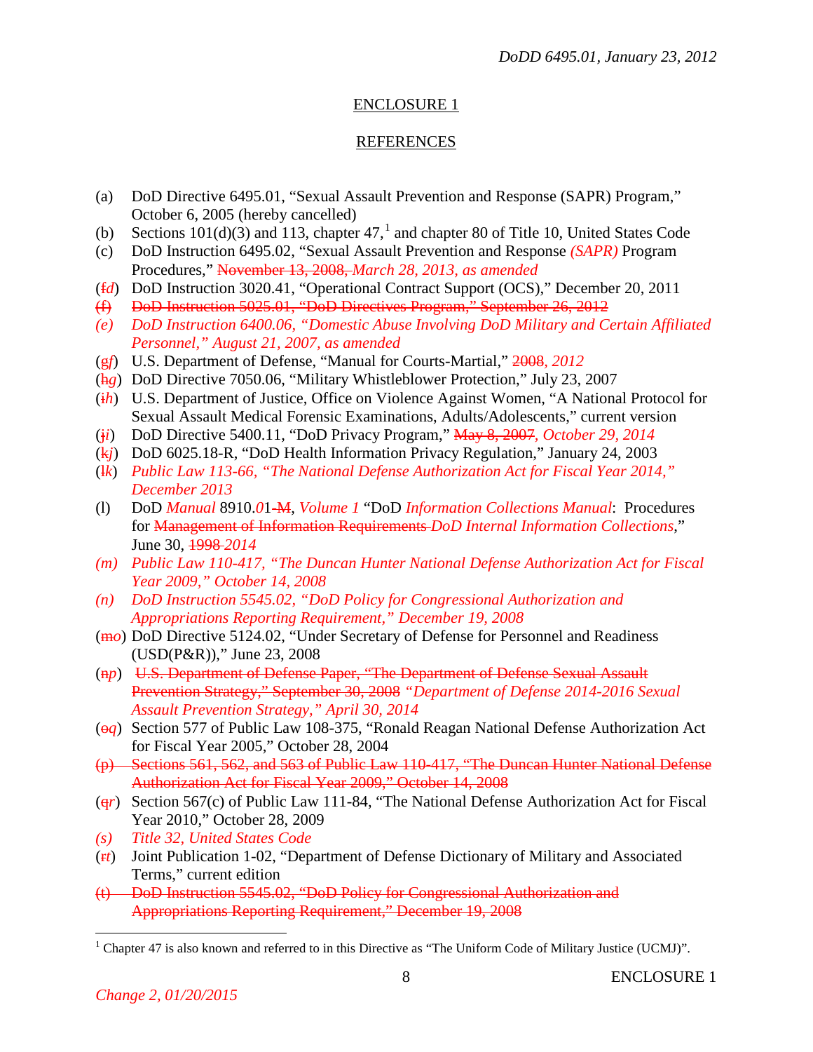## ENCLOSURE 1

## REFERENCES

(a) DoD Directive 6495.01, "Sexual Assault Prevention and Response (SAPR) Program," October 6, 2005 (hereby cancelled)

(b) Sections 101(d)(3) and 113, chapter 47,[1] and chapter 80 of Title 10, United States Code

(c) DoD Instruction 6495.02, "Sexual Assault Prevention and Response *(SAPR)* Program Procedures," ~~November 13, 2008,~~ *March 28, 2013, as amended*

(~~f~~*d*) DoD Instruction 3020.41, "Operational Contract Support (OCS)," December 20, 2011

~~(f) DoD Instruction 5025.01, "DoD Directives Program," September 26, 2012~~

*(e) DoD Instruction 6400.06, "Domestic Abuse Involving DoD Military and Certain Affiliated Personnel," August 21, 2007, as amended*

(~~g~~*f*) U.S. Department of Defense, "Manual for Courts-Martial," ~~2008~~, *2012*

(~~h~~*g*) DoD Directive 7050.06, "Military Whistleblower Protection," July 23, 2007

(~~i~~*h*) U.S. Department of Justice, Office on Violence Against Women, "A National Protocol for Sexual Assault Medical Forensic Examinations, Adults/Adolescents," current version

(~~j~~*i*) DoD Directive 5400.11, "DoD Privacy Program," ~~May 8, 2007~~, *October 29, 2014*

(~~k~~*j*) DoD 6025.18-R, "DoD Health Information Privacy Regulation," January 24, 2003

(~~l~~*k*) *Public Law 113-66, "The National Defense Authorization Act for Fiscal Year 2014," December 2013*

(l) DoD *Manual* 8910.*0*1~~-M~~, *Volume 1* "DoD *Information Collections Manual*: Procedures for ~~Management of Information Requirements~~ *DoD Internal Information Collections*," June 30, ~~1998~~ *2014*

*(m) Public Law 110-417, "The Duncan Hunter National Defense Authorization Act for Fiscal Year 2009," October 14, 2008*

*(n) DoD Instruction 5545.02, "DoD Policy for Congressional Authorization and Appropriations Reporting Requirement," December 19, 2008*

(~~m~~*o*) DoD Directive 5124.02, "Under Secretary of Defense for Personnel and Readiness (USD(P&R))," June 23, 2008

(~~n~~*p*) ~~U.S. Department of Defense Paper, "The Department of Defense Sexual Assault Prevention Strategy," September 30, 2008~~ *"Department of Defense 2014-2016 Sexual Assault Prevention Strategy," April 30, 2014*

(~~o~~*q*) Section 577 of Public Law 108-375, "Ronald Reagan National Defense Authorization Act for Fiscal Year 2005," October 28, 2004

~~(p) Sections 561, 562, and 563 of Public Law 110-417, "The Duncan Hunter National Defense Authorization Act for Fiscal Year 2009," October 14, 2008~~

(~~q~~*r*) Section 567(c) of Public Law 111-84, "The National Defense Authorization Act for Fiscal Year 2010," October 28, 2009

*(s) Title 32, United States Code*

(~~r~~*t*) Joint Publication 1-02, "Department of Defense Dictionary of Military and Associated Terms," current edition

~~(t) DoD Instruction 5545.02, "DoD Policy for Congressional Authorization and Appropriations Reporting Requirement," December 19, 2008~~

---

[1] Chapter 47 is also known and referred to in this Directive as "The Uniform Code of Military Justice (UCMJ)".

*Change 2, 01/20/2015*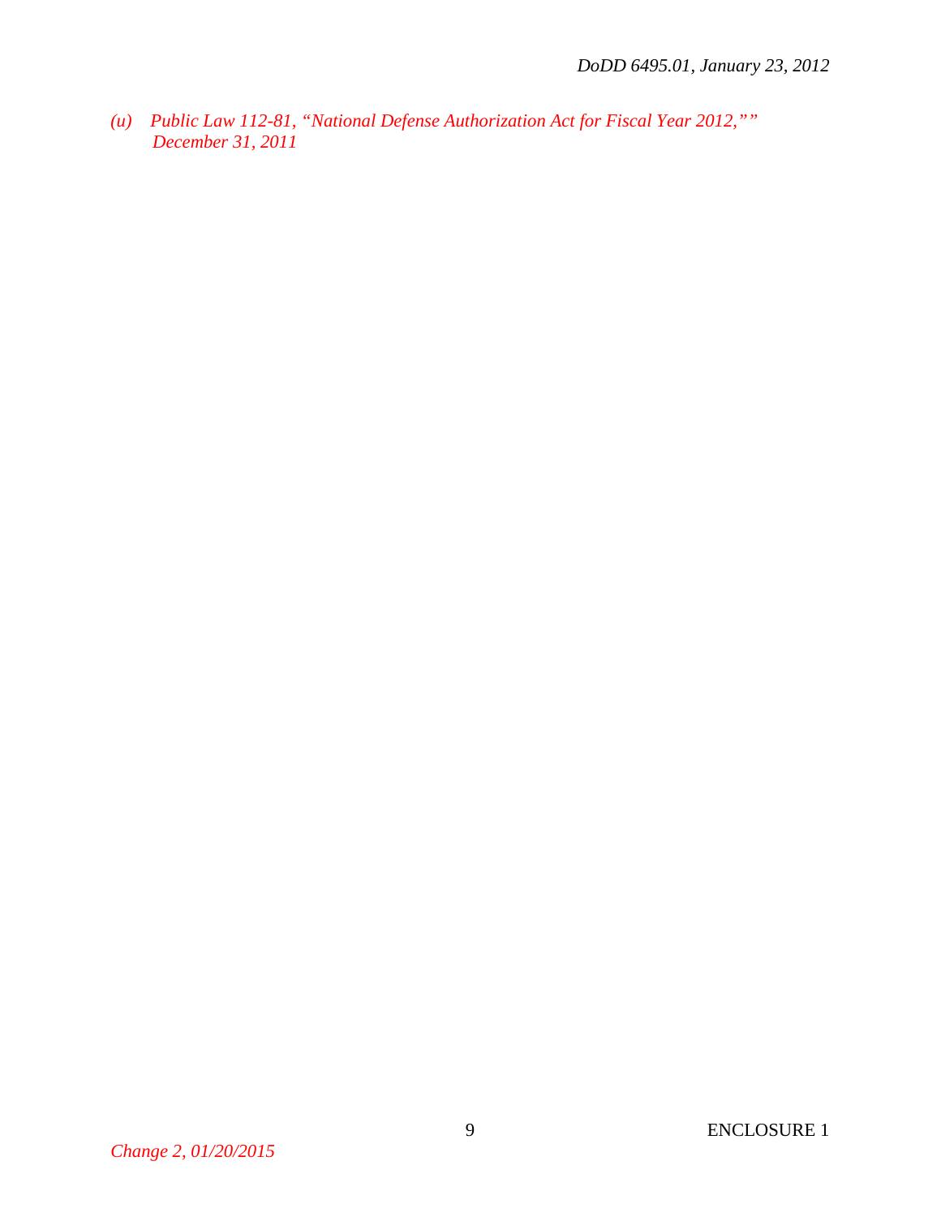*(u) Public Law 112-81, "National Defense Authorization Act for Fiscal Year 2012,"" December 31, 2011*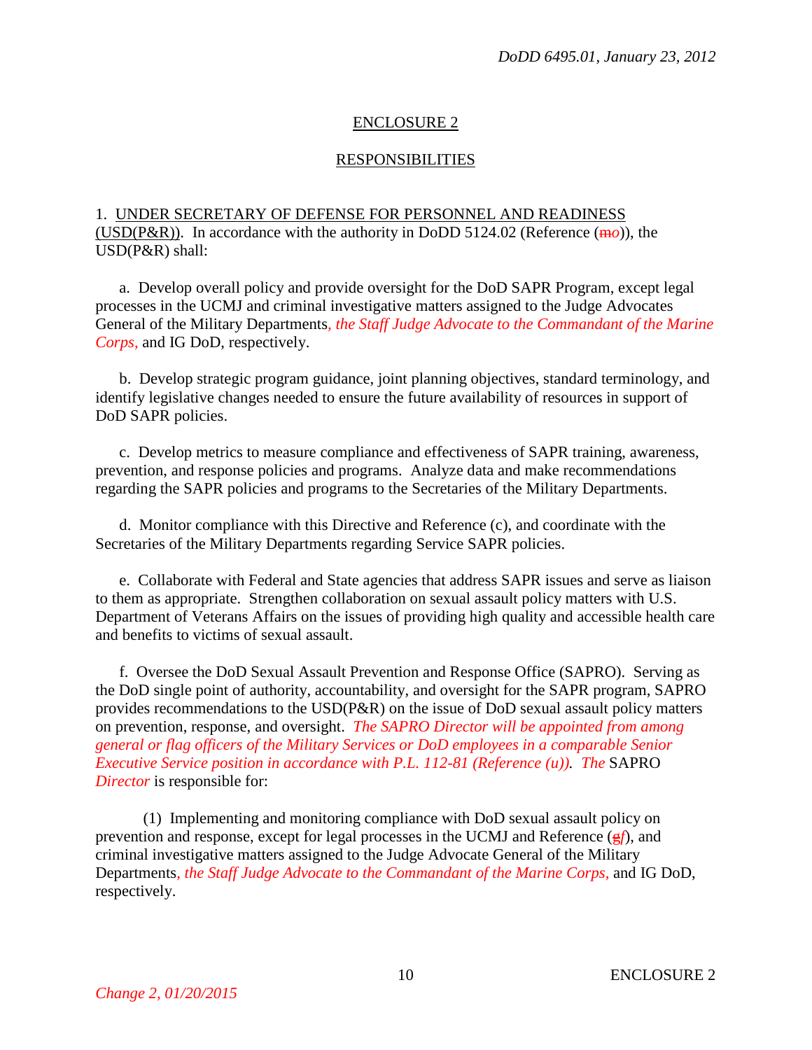## ENCLOSURE 2

## RESPONSIBILITIES

1. UNDER SECRETARY OF DEFENSE FOR PERSONNEL AND READINESS (USD(P&R)). In accordance with the authority in DoDD 5124.02 (Reference (~~m~~*o*)), the USD(P&R) shall:

a. Develop overall policy and provide oversight for the DoD SAPR Program, except legal processes in the UCMJ and criminal investigative matters assigned to the Judge Advocates General of the Military Departments*, the Staff Judge Advocate to the Commandant of the Marine Corps,* and IG DoD, respectively.

b. Develop strategic program guidance, joint planning objectives, standard terminology, and identify legislative changes needed to ensure the future availability of resources in support of DoD SAPR policies.

c. Develop metrics to measure compliance and effectiveness of SAPR training, awareness, prevention, and response policies and programs. Analyze data and make recommendations regarding the SAPR policies and programs to the Secretaries of the Military Departments.

d. Monitor compliance with this Directive and Reference (c), and coordinate with the Secretaries of the Military Departments regarding Service SAPR policies.

e. Collaborate with Federal and State agencies that address SAPR issues and serve as liaison to them as appropriate. Strengthen collaboration on sexual assault policy matters with U.S. Department of Veterans Affairs on the issues of providing high quality and accessible health care and benefits to victims of sexual assault.

f. Oversee the DoD Sexual Assault Prevention and Response Office (SAPRO). Serving as the DoD single point of authority, accountability, and oversight for the SAPR program, SAPRO provides recommendations to the USD(P&R) on the issue of DoD sexual assault policy matters on prevention, response, and oversight. *The SAPRO Director will be appointed from among general or flag officers of the Military Services or DoD employees in a comparable Senior Executive Service position in accordance with P.L. 112-81 (Reference (u)). The* SAPRO *Director* is responsible for:

(1) Implementing and monitoring compliance with DoD sexual assault policy on prevention and response, except for legal processes in the UCMJ and Reference (~~g~~*f*), and criminal investigative matters assigned to the Judge Advocate General of the Military Departments*, the Staff Judge Advocate to the Commandant of the Marine Corps,* and IG DoD, respectively.

*Change 2, 01/20/2015*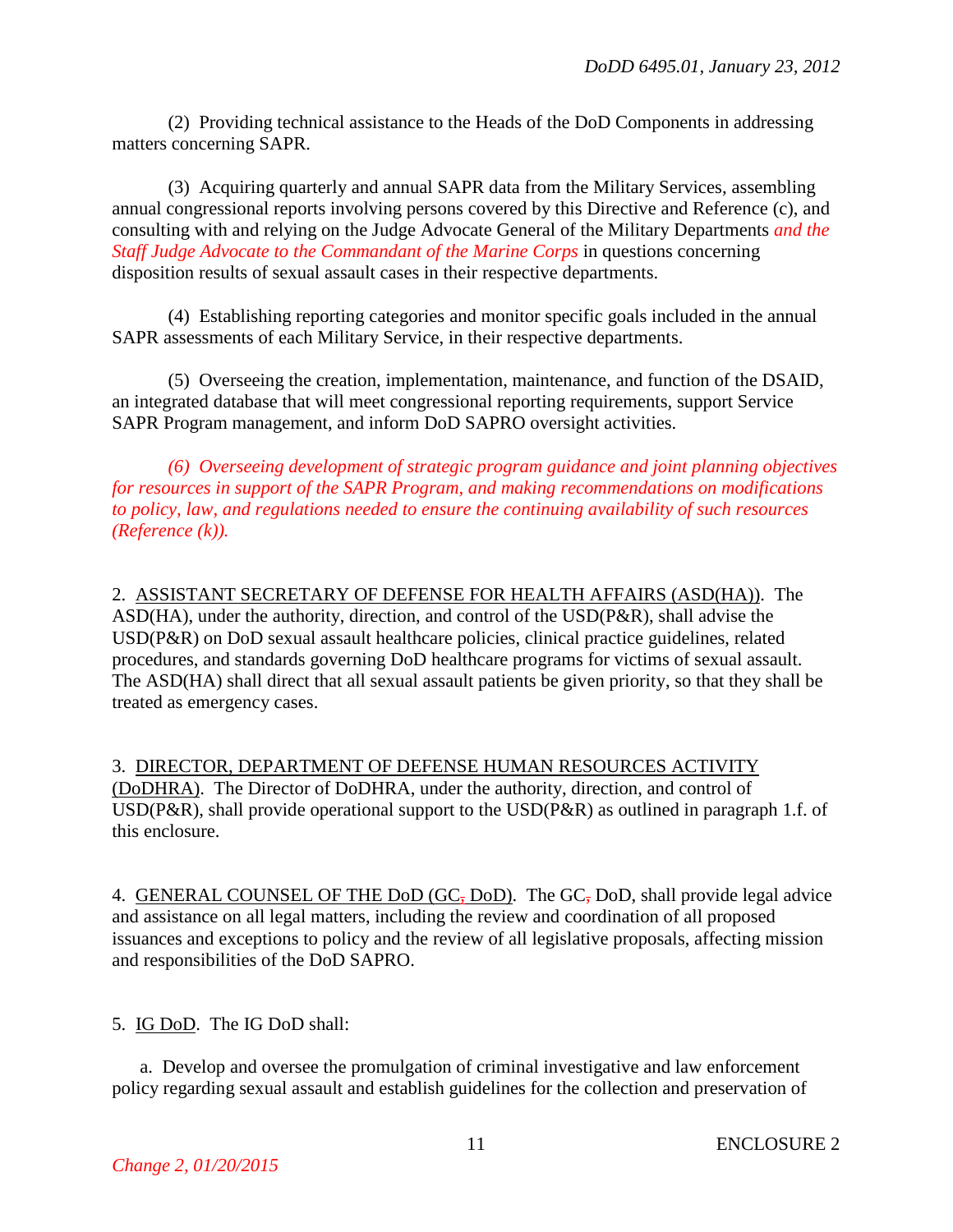(2) Providing technical assistance to the Heads of the DoD Components in addressing matters concerning SAPR.

(3) Acquiring quarterly and annual SAPR data from the Military Services, assembling annual congressional reports involving persons covered by this Directive and Reference (c), and consulting with and relying on the Judge Advocate General of the Military Departments *and the Staff Judge Advocate to the Commandant of the Marine Corps* in questions concerning disposition results of sexual assault cases in their respective departments.

(4) Establishing reporting categories and monitor specific goals included in the annual SAPR assessments of each Military Service, in their respective departments.

(5) Overseeing the creation, implementation, maintenance, and function of the DSAID, an integrated database that will meet congressional reporting requirements, support Service SAPR Program management, and inform DoD SAPRO oversight activities.

*(6) Overseeing development of strategic program guidance and joint planning objectives for resources in support of the SAPR Program, and making recommendations on modifications to policy, law, and regulations needed to ensure the continuing availability of such resources (Reference (k)).*

2. ASSISTANT SECRETARY OF DEFENSE FOR HEALTH AFFAIRS (ASD(HA)). The ASD(HA), under the authority, direction, and control of the USD(P&R), shall advise the USD(P&R) on DoD sexual assault healthcare policies, clinical practice guidelines, related procedures, and standards governing DoD healthcare programs for victims of sexual assault. The ASD(HA) shall direct that all sexual assault patients be given priority, so that they shall be treated as emergency cases.

3. DIRECTOR, DEPARTMENT OF DEFENSE HUMAN RESOURCES ACTIVITY (DoDHRA). The Director of DoDHRA, under the authority, direction, and control of USD(P&R), shall provide operational support to the USD(P&R) as outlined in paragraph 1.f. of this enclosure.

4. GENERAL COUNSEL OF THE DoD (GC, DoD). The GC, DoD, shall provide legal advice and assistance on all legal matters, including the review and coordination of all proposed issuances and exceptions to policy and the review of all legislative proposals, affecting mission and responsibilities of the DoD SAPRO.

5. IG DoD. The IG DoD shall:

a. Develop and oversee the promulgation of criminal investigative and law enforcement policy regarding sexual assault and establish guidelines for the collection and preservation of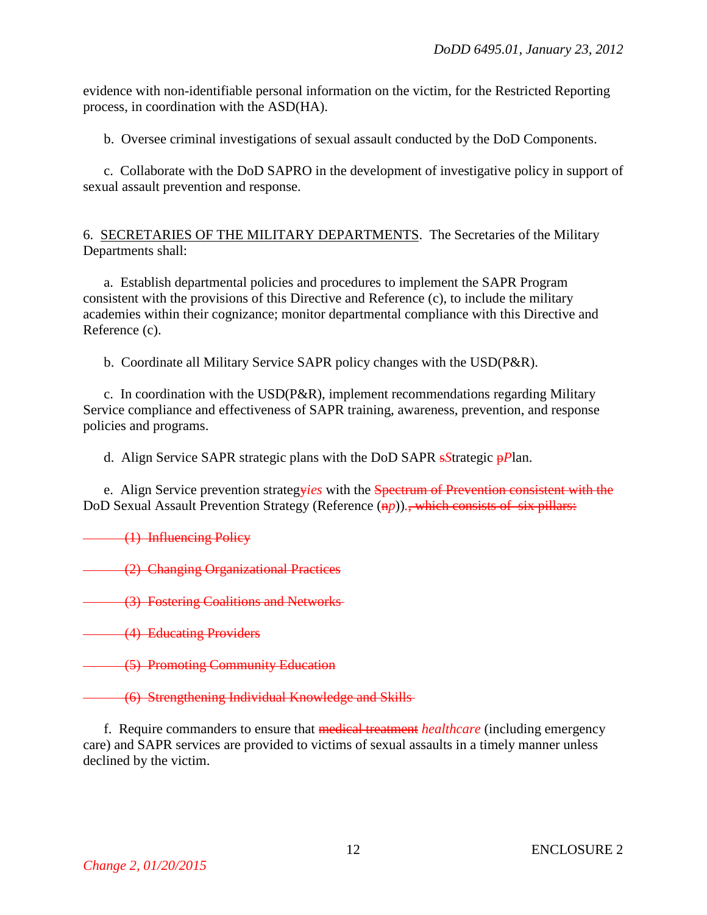evidence with non-identifiable personal information on the victim, for the Restricted Reporting process, in coordination with the ASD(HA).

b. Oversee criminal investigations of sexual assault conducted by the DoD Components.

c. Collaborate with the DoD SAPRO in the development of investigative policy in support of sexual assault prevention and response.

6. <u>SECRETARIES OF THE MILITARY DEPARTMENTS</u>. The Secretaries of the Military Departments shall:

a. Establish departmental policies and procedures to implement the SAPR Program consistent with the provisions of this Directive and Reference (c), to include the military academies within their cognizance; monitor departmental compliance with this Directive and Reference (c).

b. Coordinate all Military Service SAPR policy changes with the USD(P&R).

c. In coordination with the USD(P&R), implement recommendations regarding Military Service compliance and effectiveness of SAPR training, awareness, prevention, and response policies and programs.

d. Align Service SAPR strategic plans with the DoD SAPR ~~s~~*S*trategic ~~p~~*P*lan.

e. Align Service prevention strateg~~y~~*ies* with the ~~Spectrum of Prevention consistent with the~~ DoD Sexual Assault Prevention Strategy (Reference (~~n~~*p*))*.*~~, which consists of six pillars:~~

~~(1) Influencing Policy~~

~~(2) Changing Organizational Practices~~

~~(3) Fostering Coalitions and Networks~~

~~(4) Educating Providers~~

~~(5) Promoting Community Education~~

~~(6) Strengthening Individual Knowledge and Skills~~

f. Require commanders to ensure that ~~medical treatment~~ *healthcare* (including emergency care) and SAPR services are provided to victims of sexual assaults in a timely manner unless declined by the victim.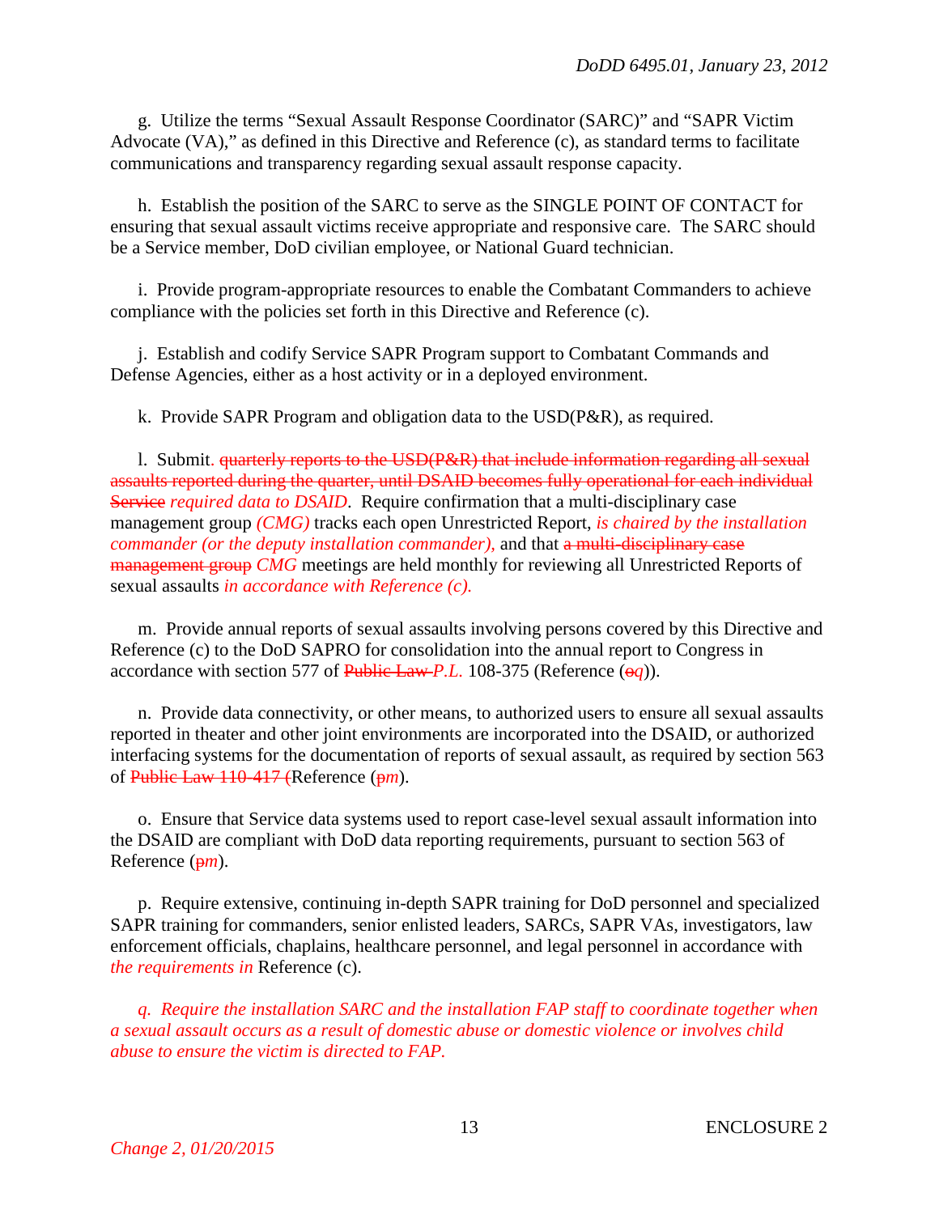g. Utilize the terms "Sexual Assault Response Coordinator (SARC)" and "SAPR Victim Advocate (VA)," as defined in this Directive and Reference (c), as standard terms to facilitate communications and transparency regarding sexual assault response capacity.

h. Establish the position of the SARC to serve as the SINGLE POINT OF CONTACT for ensuring that sexual assault victims receive appropriate and responsive care. The SARC should be a Service member, DoD civilian employee, or National Guard technician.

i. Provide program-appropriate resources to enable the Combatant Commanders to achieve compliance with the policies set forth in this Directive and Reference (c).

j. Establish and codify Service SAPR Program support to Combatant Commands and Defense Agencies, either as a host activity or in a deployed environment.

k. Provide SAPR Program and obligation data to the USD(P&R), as required.

l. Submit. ~~quarterly reports to the USD(P&R) that include information regarding all sexual assaults reported during the quarter, until DSAID becomes fully operational for each individual Service~~ *required data to DSAID*. Require confirmation that a multi-disciplinary case management group *(CMG)* tracks each open Unrestricted Report, *is chaired by the installation commander (or the deputy installation commander),* and that ~~a multi-disciplinary case management group~~ *CMG* meetings are held monthly for reviewing all Unrestricted Reports of sexual assaults *in accordance with Reference (c).*

m. Provide annual reports of sexual assaults involving persons covered by this Directive and Reference (c) to the DoD SAPRO for consolidation into the annual report to Congress in accordance with section 577 of ~~Public Law~~ *P.L.* 108-375 (Reference (~~o~~*q*)).

n. Provide data connectivity, or other means, to authorized users to ensure all sexual assaults reported in theater and other joint environments are incorporated into the DSAID, or authorized interfacing systems for the documentation of reports of sexual assault, as required by section 563 of ~~Public Law 110-417 (~~Reference (~~p~~*m*).

o. Ensure that Service data systems used to report case-level sexual assault information into the DSAID are compliant with DoD data reporting requirements, pursuant to section 563 of Reference (~~p~~*m*).

p. Require extensive, continuing in-depth SAPR training for DoD personnel and specialized SAPR training for commanders, senior enlisted leaders, SARCs, SAPR VAs, investigators, law enforcement officials, chaplains, healthcare personnel, and legal personnel in accordance with *the requirements in* Reference (c).

*q. Require the installation SARC and the installation FAP staff to coordinate together when a sexual assault occurs as a result of domestic abuse or domestic violence or involves child abuse to ensure the victim is directed to FAP.*

*Change 2, 01/20/2015*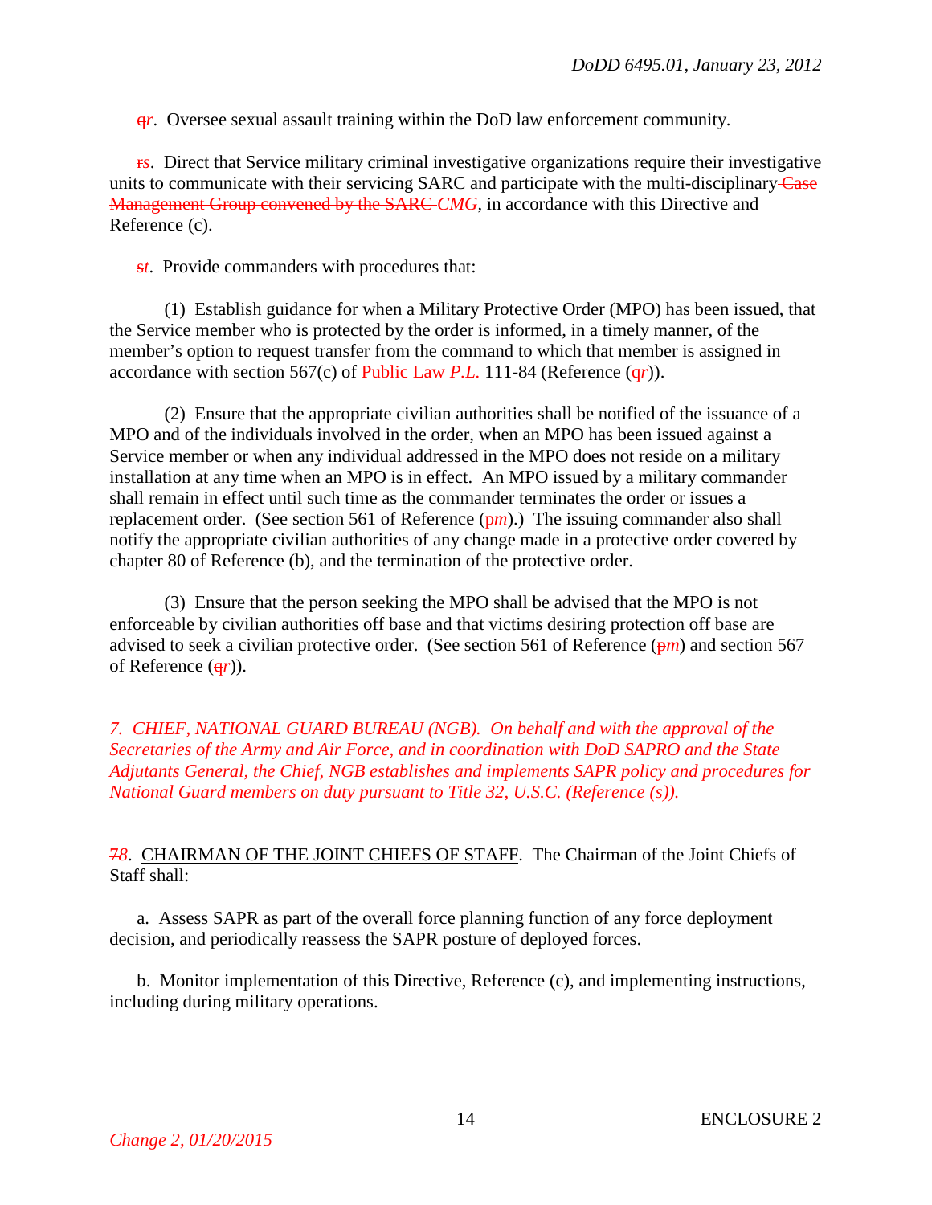~~q~~*r*. Oversee sexual assault training within the DoD law enforcement community.

~~r~~*s*. Direct that Service military criminal investigative organizations require their investigative units to communicate with their servicing SARC and participate with the multi-disciplinary ~~Case Management Group convened by the SARC~~ *CMG*, in accordance with this Directive and Reference (c).

~~s~~*t*. Provide commanders with procedures that:

(1) Establish guidance for when a Military Protective Order (MPO) has been issued, that the Service member who is protected by the order is informed, in a timely manner, of the member's option to request transfer from the command to which that member is assigned in accordance with section 567(c) of ~~Public~~ ~~Law~~ *P.L.* 111-84 (Reference (~~q~~*r*)).

(2) Ensure that the appropriate civilian authorities shall be notified of the issuance of a MPO and of the individuals involved in the order, when an MPO has been issued against a Service member or when any individual addressed in the MPO does not reside on a military installation at any time when an MPO is in effect. An MPO issued by a military commander shall remain in effect until such time as the commander terminates the order or issues a replacement order. (See section 561 of Reference (~~p~~*m*).) The issuing commander also shall notify the appropriate civilian authorities of any change made in a protective order covered by chapter 80 of Reference (b), and the termination of the protective order.

(3) Ensure that the person seeking the MPO shall be advised that the MPO is not enforceable by civilian authorities off base and that victims desiring protection off base are advised to seek a civilian protective order. (See section 561 of Reference (~~p~~*m*) and section 567 of Reference (~~q~~*r*)).

*7. CHIEF, NATIONAL GUARD BUREAU (NGB). On behalf and with the approval of the Secretaries of the Army and Air Force, and in coordination with DoD SAPRO and the State Adjutants General, the Chief, NGB establishes and implements SAPR policy and procedures for National Guard members on duty pursuant to Title 32, U.S.C. (Reference (s)).*

~~7~~*8*. CHAIRMAN OF THE JOINT CHIEFS OF STAFF. The Chairman of the Joint Chiefs of Staff shall:

a. Assess SAPR as part of the overall force planning function of any force deployment decision, and periodically reassess the SAPR posture of deployed forces.

b. Monitor implementation of this Directive, Reference (c), and implementing instructions, including during military operations.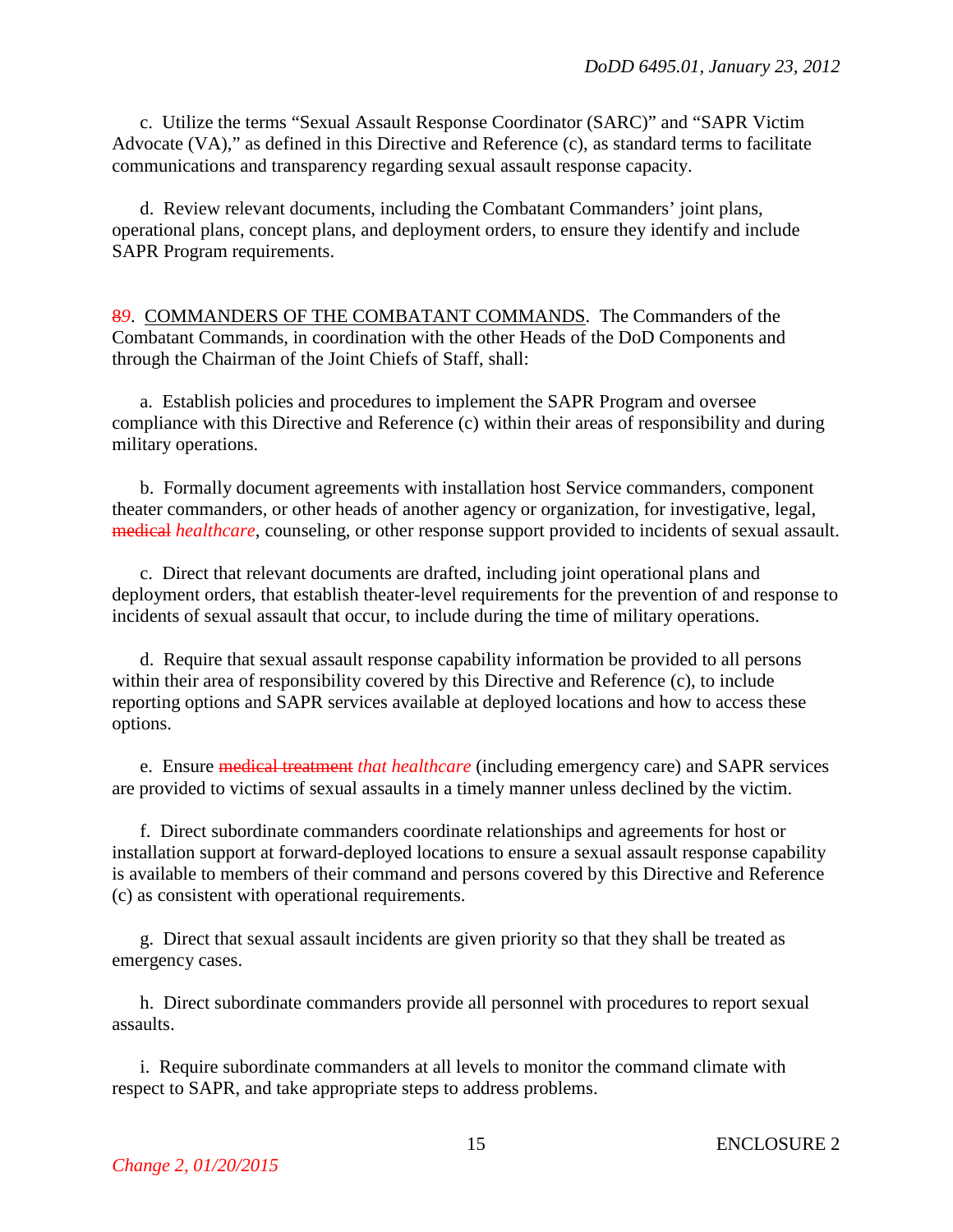c. Utilize the terms "Sexual Assault Response Coordinator (SARC)" and "SAPR Victim Advocate (VA)," as defined in this Directive and Reference (c), as standard terms to facilitate communications and transparency regarding sexual assault response capacity.

d. Review relevant documents, including the Combatant Commanders' joint plans, operational plans, concept plans, and deployment orders, to ensure they identify and include SAPR Program requirements.

~~8~~*9*. COMMANDERS OF THE COMBATANT COMMANDS. The Commanders of the Combatant Commands, in coordination with the other Heads of the DoD Components and through the Chairman of the Joint Chiefs of Staff, shall:

a. Establish policies and procedures to implement the SAPR Program and oversee compliance with this Directive and Reference (c) within their areas of responsibility and during military operations.

b. Formally document agreements with installation host Service commanders, component theater commanders, or other heads of another agency or organization, for investigative, legal, ~~medical~~ *healthcare*, counseling, or other response support provided to incidents of sexual assault.

c. Direct that relevant documents are drafted, including joint operational plans and deployment orders, that establish theater-level requirements for the prevention of and response to incidents of sexual assault that occur, to include during the time of military operations.

d. Require that sexual assault response capability information be provided to all persons within their area of responsibility covered by this Directive and Reference (c), to include reporting options and SAPR services available at deployed locations and how to access these options.

e. Ensure ~~medical treatment~~ *that healthcare* (including emergency care) and SAPR services are provided to victims of sexual assaults in a timely manner unless declined by the victim.

f. Direct subordinate commanders coordinate relationships and agreements for host or installation support at forward-deployed locations to ensure a sexual assault response capability is available to members of their command and persons covered by this Directive and Reference (c) as consistent with operational requirements.

g. Direct that sexual assault incidents are given priority so that they shall be treated as emergency cases.

h. Direct subordinate commanders provide all personnel with procedures to report sexual assaults.

i. Require subordinate commanders at all levels to monitor the command climate with respect to SAPR, and take appropriate steps to address problems.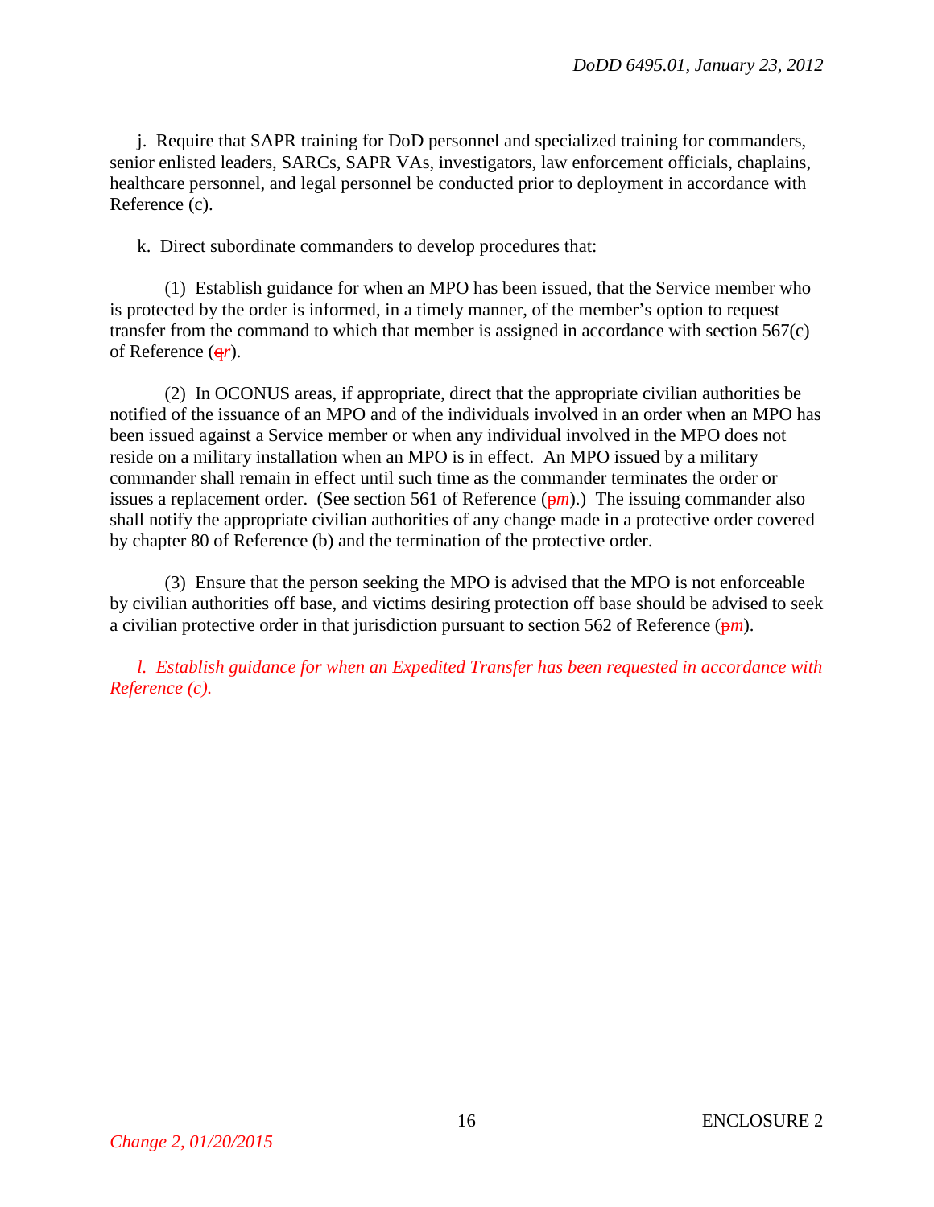j. Require that SAPR training for DoD personnel and specialized training for commanders, senior enlisted leaders, SARCs, SAPR VAs, investigators, law enforcement officials, chaplains, healthcare personnel, and legal personnel be conducted prior to deployment in accordance with Reference (c).

k. Direct subordinate commanders to develop procedures that:

(1) Establish guidance for when an MPO has been issued, that the Service member who is protected by the order is informed, in a timely manner, of the member's option to request transfer from the command to which that member is assigned in accordance with section 567(c) of Reference (~~q~~*r*).

(2) In OCONUS areas, if appropriate, direct that the appropriate civilian authorities be notified of the issuance of an MPO and of the individuals involved in an order when an MPO has been issued against a Service member or when any individual involved in the MPO does not reside on a military installation when an MPO is in effect. An MPO issued by a military commander shall remain in effect until such time as the commander terminates the order or issues a replacement order. (See section 561 of Reference (~~p~~*m*).) The issuing commander also shall notify the appropriate civilian authorities of any change made in a protective order covered by chapter 80 of Reference (b) and the termination of the protective order.

(3) Ensure that the person seeking the MPO is advised that the MPO is not enforceable by civilian authorities off base, and victims desiring protection off base should be advised to seek a civilian protective order in that jurisdiction pursuant to section 562 of Reference (~~p~~*m*).

*l. Establish guidance for when an Expedited Transfer has been requested in accordance with Reference (c).*

*Change 2, 01/20/2015*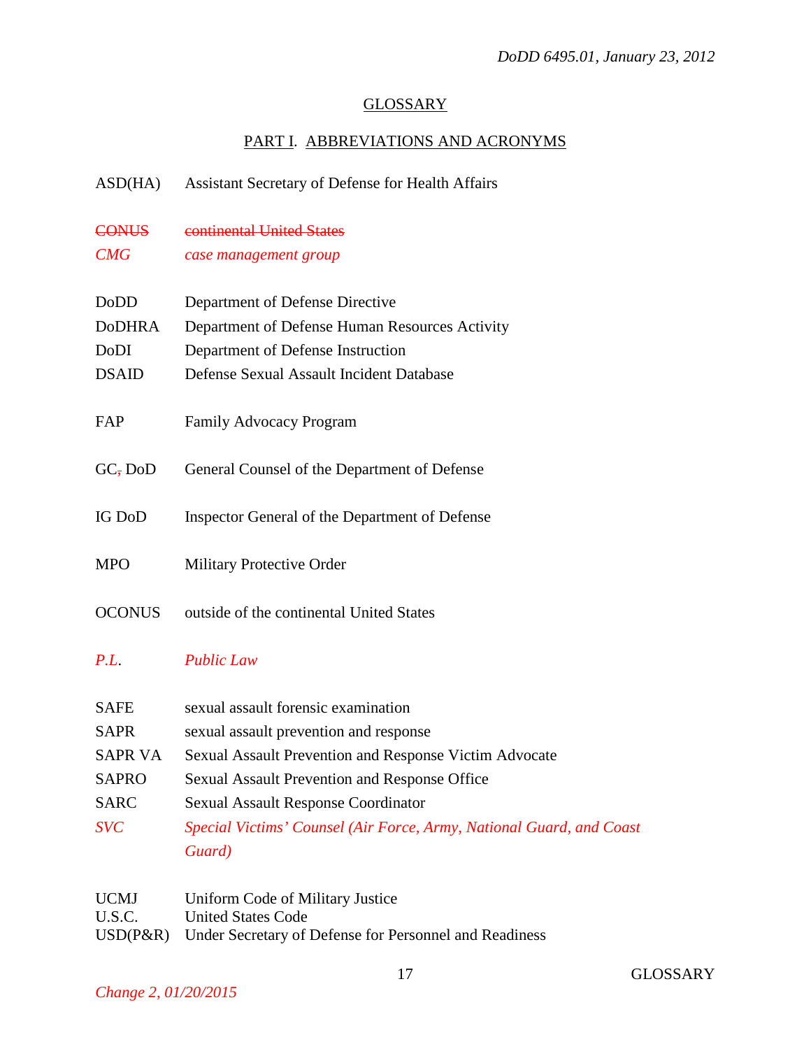# GLOSSARY

## PART I. ABBREVIATIONS AND ACRONYMS

| | |
|---|---|
| ASD(HA) | Assistant Secretary of Defense for Health Affairs |
| ~~CONUS~~ | ~~continental United States~~ |
| *CMG* | *case management group* |
| DoDD | Department of Defense Directive |
| DoDHRA | Department of Defense Human Resources Activity |
| DoDI | Department of Defense Instruction |
| DSAID | Defense Sexual Assault Incident Database |
| FAP | Family Advocacy Program |
| GC~~,~~ DoD | General Counsel of the Department of Defense |
| IG DoD | Inspector General of the Department of Defense |
| MPO | Military Protective Order |
| OCONUS | outside of the continental United States |
| *P.L.* | *Public Law* |
| SAFE | sexual assault forensic examination |
| SAPR | sexual assault prevention and response |
| SAPR VA | Sexual Assault Prevention and Response Victim Advocate |
| SAPRO | Sexual Assault Prevention and Response Office |
| SARC | Sexual Assault Response Coordinator |
| *SVC* | *Special Victims' Counsel (Air Force, Army, National Guard, and Coast Guard)* |
| UCMJ | Uniform Code of Military Justice |
| U.S.C. | United States Code |
| USD(P&R) | Under Secretary of Defense for Personnel and Readiness |

*Change 2, 01/20/2015*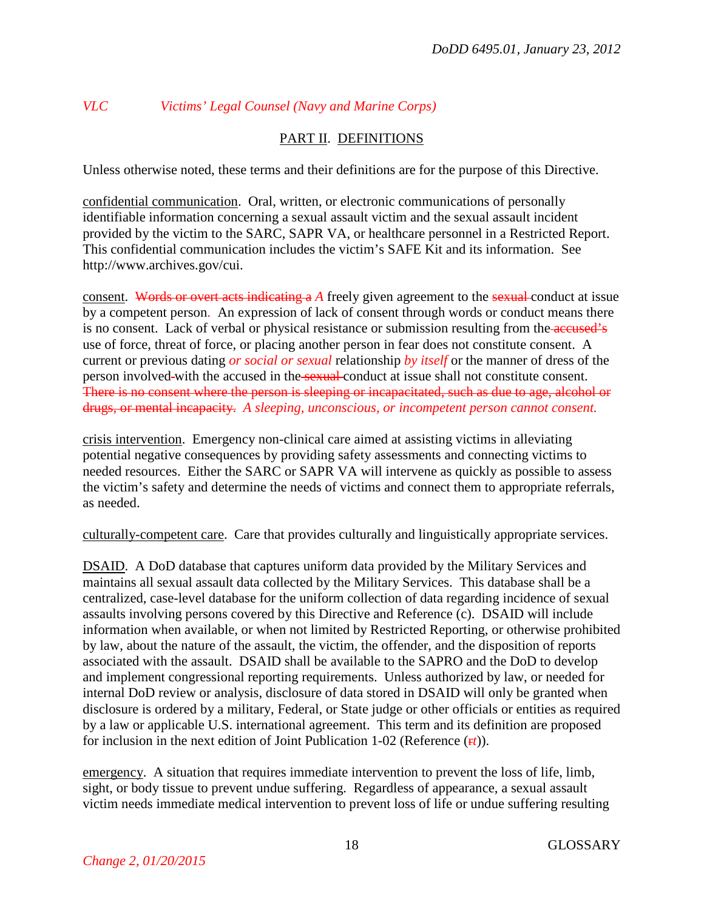*VLC Victims' Legal Counsel (Navy and Marine Corps)*

## PART II. DEFINITIONS

Unless otherwise noted, these terms and their definitions are for the purpose of this Directive.

confidential communication. Oral, written, or electronic communications of personally identifiable information concerning a sexual assault victim and the sexual assault incident provided by the victim to the SARC, SAPR VA, or healthcare personnel in a Restricted Report. This confidential communication includes the victim's SAFE Kit and its information. See http://www.archives.gov/cui.

consent. ~~Words or overt acts indicating a~~ *A* freely given agreement to the ~~sexual~~ conduct at issue by a competent person. An expression of lack of consent through words or conduct means there is no consent. Lack of verbal or physical resistance or submission resulting from the ~~accused's~~ use of force, threat of force, or placing another person in fear does not constitute consent. A current or previous dating *or social or sexual* relationship *by itself* or the manner of dress of the person involved ~~-~~with the accused in the ~~sexual~~ conduct at issue shall not constitute consent. ~~There is no consent where the person is sleeping or incapacitated, such as due to age, alcohol or drugs, or mental incapacity.~~ *A sleeping, unconscious, or incompetent person cannot consent.*

crisis intervention. Emergency non-clinical care aimed at assisting victims in alleviating potential negative consequences by providing safety assessments and connecting victims to needed resources. Either the SARC or SAPR VA will intervene as quickly as possible to assess the victim's safety and determine the needs of victims and connect them to appropriate referrals, as needed.

culturally-competent care. Care that provides culturally and linguistically appropriate services.

DSAID. A DoD database that captures uniform data provided by the Military Services and maintains all sexual assault data collected by the Military Services. This database shall be a centralized, case-level database for the uniform collection of data regarding incidence of sexual assaults involving persons covered by this Directive and Reference (c). DSAID will include information when available, or when not limited by Restricted Reporting, or otherwise prohibited by law, about the nature of the assault, the victim, the offender, and the disposition of reports associated with the assault. DSAID shall be available to the SAPRO and the DoD to develop and implement congressional reporting requirements. Unless authorized by law, or needed for internal DoD review or analysis, disclosure of data stored in DSAID will only be granted when disclosure is ordered by a military, Federal, or State judge or other officials or entities as required by a law or applicable U.S. international agreement. This term and its definition are proposed for inclusion in the next edition of Joint Publication 1-02 (Reference (~~r~~*t*)).

emergency. A situation that requires immediate intervention to prevent the loss of life, limb, sight, or body tissue to prevent undue suffering. Regardless of appearance, a sexual assault victim needs immediate medical intervention to prevent loss of life or undue suffering resulting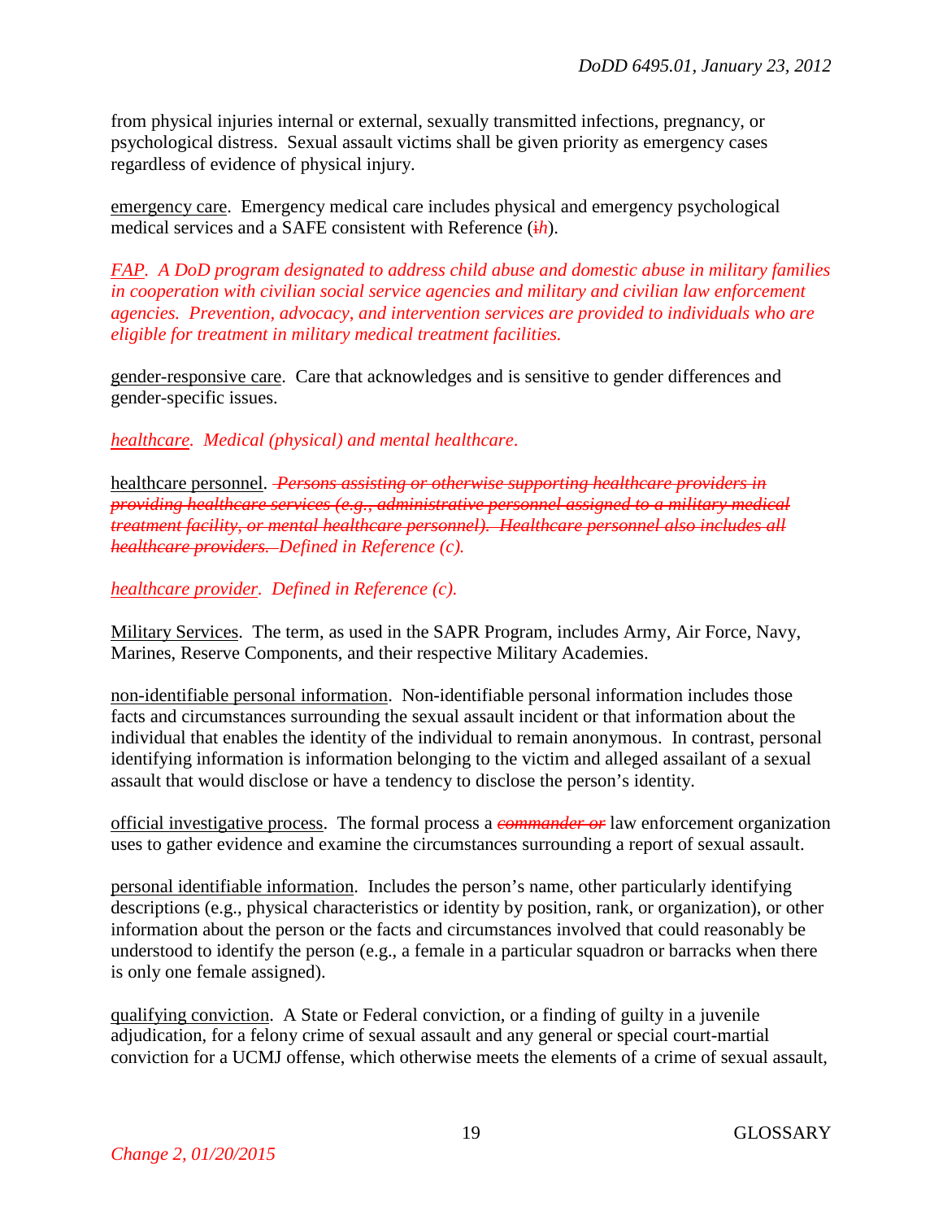from physical injuries internal or external, sexually transmitted infections, pregnancy, or psychological distress. Sexual assault victims shall be given priority as emergency cases regardless of evidence of physical injury.

emergency care. Emergency medical care includes physical and emergency psychological medical services and a SAFE consistent with Reference (~~i~~*h*).

*FAP. A DoD program designated to address child abuse and domestic abuse in military families in cooperation with civilian social service agencies and military and civilian law enforcement agencies. Prevention, advocacy, and intervention services are provided to individuals who are eligible for treatment in military medical treatment facilities.*

gender-responsive care. Care that acknowledges and is sensitive to gender differences and gender-specific issues.

*healthcare. Medical (physical) and mental healthcare.*

healthcare personnel. ~~*Persons assisting or otherwise supporting healthcare providers in providing healthcare services (e.g., administrative personnel assigned to a military medical treatment facility, or mental healthcare personnel). Healthcare personnel also includes all healthcare providers.*~~ *Defined in Reference (c).*

*healthcare provider. Defined in Reference (c).*

Military Services. The term, as used in the SAPR Program, includes Army, Air Force, Navy, Marines, Reserve Components, and their respective Military Academies.

non-identifiable personal information. Non-identifiable personal information includes those facts and circumstances surrounding the sexual assault incident or that information about the individual that enables the identity of the individual to remain anonymous. In contrast, personal identifying information is information belonging to the victim and alleged assailant of a sexual assault that would disclose or have a tendency to disclose the person's identity.

official investigative process. The formal process a ~~*commander or*~~ law enforcement organization uses to gather evidence and examine the circumstances surrounding a report of sexual assault.

personal identifiable information. Includes the person's name, other particularly identifying descriptions (e.g., physical characteristics or identity by position, rank, or organization), or other information about the person or the facts and circumstances involved that could reasonably be understood to identify the person (e.g., a female in a particular squadron or barracks when there is only one female assigned).

qualifying conviction. A State or Federal conviction, or a finding of guilty in a juvenile adjudication, for a felony crime of sexual assault and any general or special court-martial conviction for a UCMJ offense, which otherwise meets the elements of a crime of sexual assault,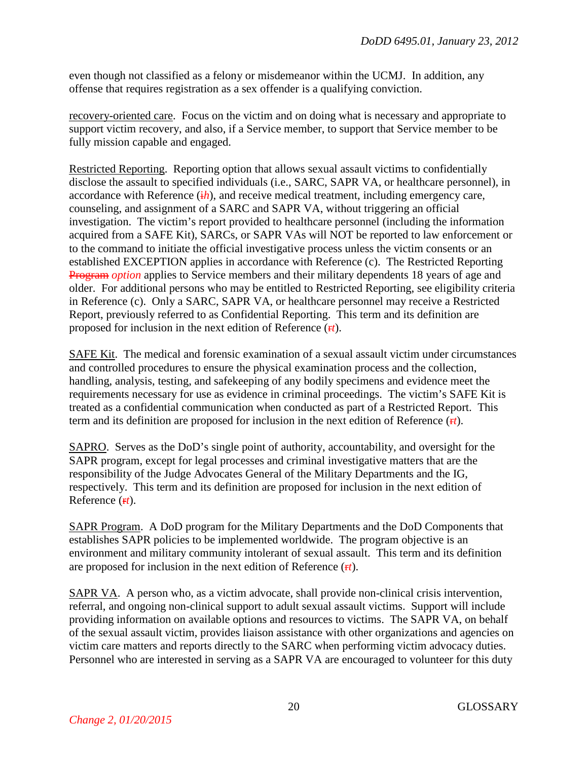even though not classified as a felony or misdemeanor within the UCMJ. In addition, any offense that requires registration as a sex offender is a qualifying conviction.

recovery-oriented care. Focus on the victim and on doing what is necessary and appropriate to support victim recovery, and also, if a Service member, to support that Service member to be fully mission capable and engaged.

Restricted Reporting. Reporting option that allows sexual assault victims to confidentially disclose the assault to specified individuals (i.e., SARC, SAPR VA, or healthcare personnel), in accordance with Reference (~~i~~*h*), and receive medical treatment, including emergency care, counseling, and assignment of a SARC and SAPR VA, without triggering an official investigation. The victim's report provided to healthcare personnel (including the information acquired from a SAFE Kit), SARCs, or SAPR VAs will NOT be reported to law enforcement or to the command to initiate the official investigative process unless the victim consents or an established EXCEPTION applies in accordance with Reference (c). The Restricted Reporting ~~Program~~ *option* applies to Service members and their military dependents 18 years of age and older. For additional persons who may be entitled to Restricted Reporting, see eligibility criteria in Reference (c). Only a SARC, SAPR VA, or healthcare personnel may receive a Restricted Report, previously referred to as Confidential Reporting. This term and its definition are proposed for inclusion in the next edition of Reference (~~r~~*t*).

SAFE Kit. The medical and forensic examination of a sexual assault victim under circumstances and controlled procedures to ensure the physical examination process and the collection, handling, analysis, testing, and safekeeping of any bodily specimens and evidence meet the requirements necessary for use as evidence in criminal proceedings. The victim's SAFE Kit is treated as a confidential communication when conducted as part of a Restricted Report. This term and its definition are proposed for inclusion in the next edition of Reference (~~r~~*t*).

SAPRO. Serves as the DoD's single point of authority, accountability, and oversight for the SAPR program, except for legal processes and criminal investigative matters that are the responsibility of the Judge Advocates General of the Military Departments and the IG, respectively. This term and its definition are proposed for inclusion in the next edition of Reference (~~r~~*t*).

SAPR Program. A DoD program for the Military Departments and the DoD Components that establishes SAPR policies to be implemented worldwide. The program objective is an environment and military community intolerant of sexual assault. This term and its definition are proposed for inclusion in the next edition of Reference (~~r~~*t*).

SAPR VA. A person who, as a victim advocate, shall provide non-clinical crisis intervention, referral, and ongoing non-clinical support to adult sexual assault victims. Support will include providing information on available options and resources to victims. The SAPR VA, on behalf of the sexual assault victim, provides liaison assistance with other organizations and agencies on victim care matters and reports directly to the SARC when performing victim advocacy duties. Personnel who are interested in serving as a SAPR VA are encouraged to volunteer for this duty

*Change 2, 01/20/2015*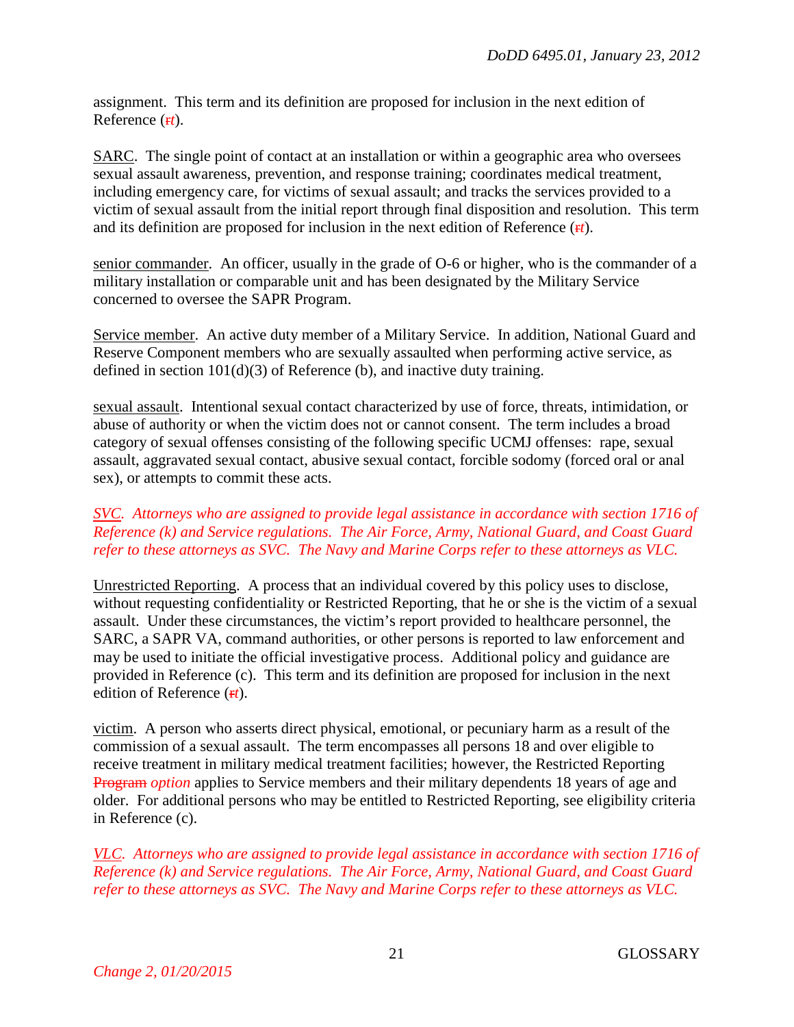assignment. This term and its definition are proposed for inclusion in the next edition of Reference (~~r~~*t*).

SARC. The single point of contact at an installation or within a geographic area who oversees sexual assault awareness, prevention, and response training; coordinates medical treatment, including emergency care, for victims of sexual assault; and tracks the services provided to a victim of sexual assault from the initial report through final disposition and resolution. This term and its definition are proposed for inclusion in the next edition of Reference (~~r~~*t*).

senior commander. An officer, usually in the grade of O-6 or higher, who is the commander of a military installation or comparable unit and has been designated by the Military Service concerned to oversee the SAPR Program.

Service member. An active duty member of a Military Service. In addition, National Guard and Reserve Component members who are sexually assaulted when performing active service, as defined in section 101(d)(3) of Reference (b), and inactive duty training.

sexual assault. Intentional sexual contact characterized by use of force, threats, intimidation, or abuse of authority or when the victim does not or cannot consent. The term includes a broad category of sexual offenses consisting of the following specific UCMJ offenses: rape, sexual assault, aggravated sexual contact, abusive sexual contact, forcible sodomy (forced oral or anal sex), or attempts to commit these acts.

*SVC. Attorneys who are assigned to provide legal assistance in accordance with section 1716 of Reference (k) and Service regulations. The Air Force, Army, National Guard, and Coast Guard refer to these attorneys as SVC. The Navy and Marine Corps refer to these attorneys as VLC.*

Unrestricted Reporting. A process that an individual covered by this policy uses to disclose, without requesting confidentiality or Restricted Reporting, that he or she is the victim of a sexual assault. Under these circumstances, the victim's report provided to healthcare personnel, the SARC, a SAPR VA, command authorities, or other persons is reported to law enforcement and may be used to initiate the official investigative process. Additional policy and guidance are provided in Reference (c). This term and its definition are proposed for inclusion in the next edition of Reference (~~r~~*t*).

victim. A person who asserts direct physical, emotional, or pecuniary harm as a result of the commission of a sexual assault. The term encompasses all persons 18 and over eligible to receive treatment in military medical treatment facilities; however, the Restricted Reporting ~~Program~~ *option* applies to Service members and their military dependents 18 years of age and older. For additional persons who may be entitled to Restricted Reporting, see eligibility criteria in Reference (c).

*VLC. Attorneys who are assigned to provide legal assistance in accordance with section 1716 of Reference (k) and Service regulations. The Air Force, Army, National Guard, and Coast Guard refer to these attorneys as SVC. The Navy and Marine Corps refer to these attorneys as VLC.*